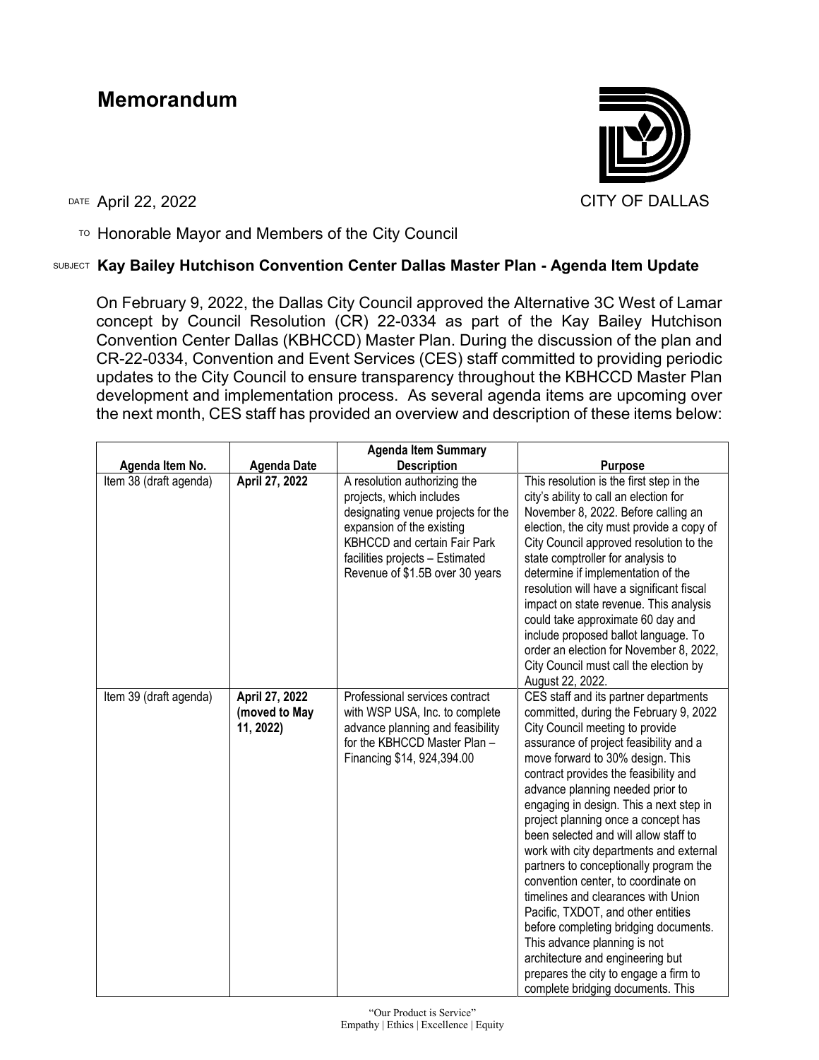# Memorandum

CITY OF DALLAS

DATE April 22, 2022

TO Honorable Mayor and Members of the City Council

SUBJECT **Kay Bailey Hutchison Convention Center Dallas Master Plan - Agenda Item Update**

On February 9, 2022, the Dallas City Council approved the Alternative 3C West of Lamar concept by Council Resolution (CR) 22-0334 as part of the Kay Bailey Hutchison Convention Center Dallas (KBHCCD) Master Plan. During the discussion of the plan and CR-22-0334, Convention and Event Services (CES) staff committed to providing periodic updates to the City Council to ensure transparency throughout the KBHCCD Master Plan development and implementation process. As several agenda items are upcoming over the next month, CES staff has provided an overview and description of these items below:

| Agenda Item No. | Agenda Date | Agenda Item Summary Description | Purpose |
|---|---|---|---|
| Item 38 (draft agenda) | **April 27, 2022** | A resolution authorizing the projects, which includes designating venue projects for the expansion of the existing KBHCCD and certain Fair Park facilities projects – Estimated Revenue of $1.5B over 30 years | This resolution is the first step in the city's ability to call an election for November 8, 2022. Before calling an election, the city must provide a copy of City Council approved resolution to the state comptroller for analysis to determine if implementation of the resolution will have a significant fiscal impact on state revenue. This analysis could take approximate 60 day and include proposed ballot language. To order an election for November 8, 2022, City Council must call the election by August 22, 2022. |
| Item 39 (draft agenda) | **April 27, 2022 (moved to May 11, 2022)** | Professional services contract with WSP USA, Inc. to complete advance planning and feasibility for the KBHCCD Master Plan – Financing $14, 924,394.00 | CES staff and its partner departments committed, during the February 9, 2022 City Council meeting to provide assurance of project feasibility and a move forward to 30% design. This contract provides the feasibility and advance planning needed prior to engaging in design. This a next step in project planning once a concept has been selected and will allow staff to work with city departments and external partners to conceptionally program the convention center, to coordinate on timelines and clearances with Union Pacific, TXDOT, and other entities before completing bridging documents. This advance planning is not architecture and engineering but prepares the city to engage a firm to complete bridging documents. This |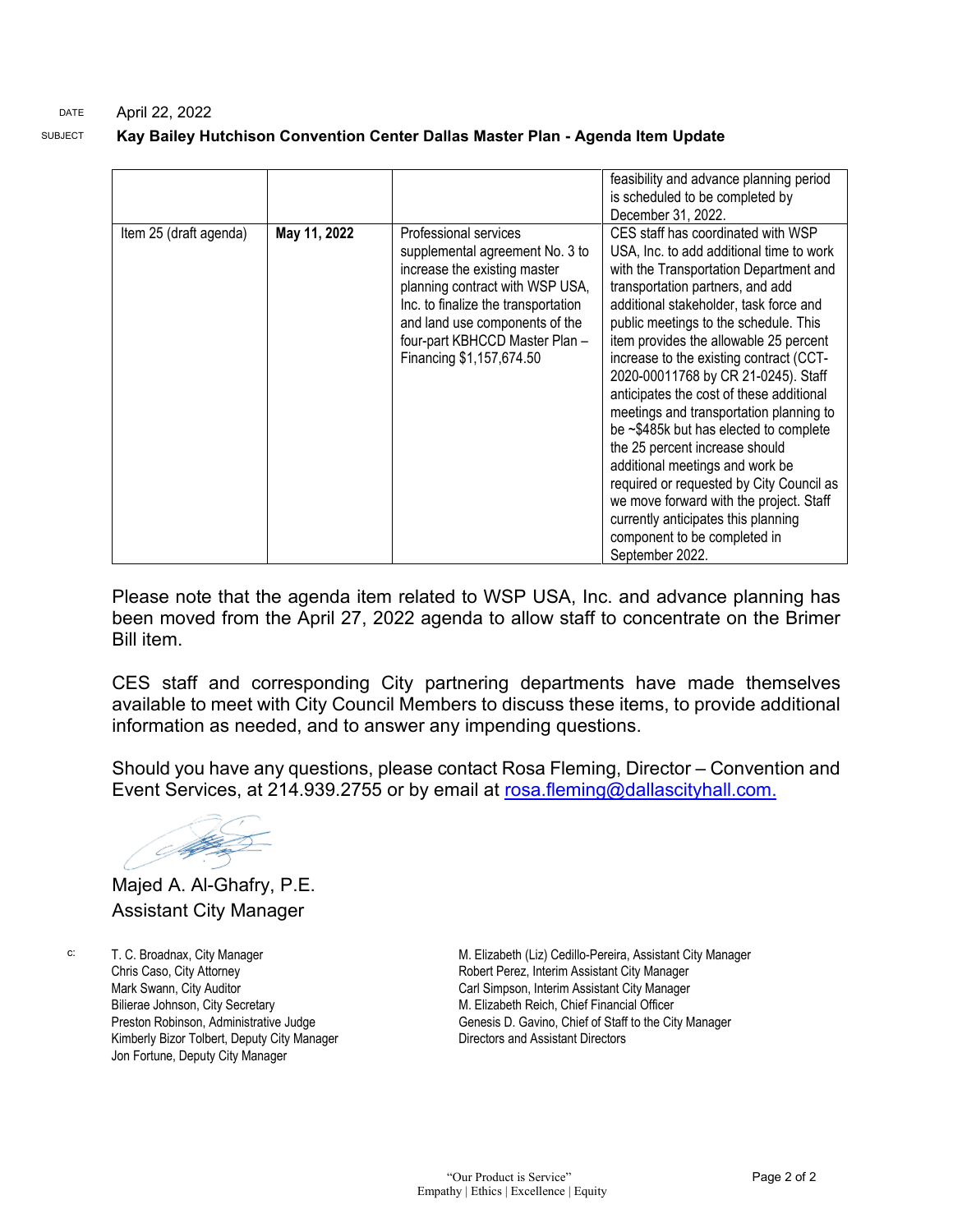DATE April 22, 2022

SUBJECT **Kay Bailey Hutchison Convention Center Dallas Master Plan - Agenda Item Update**

| | | | |
|---|---|---|---|
| | | | feasibility and advance planning period is scheduled to be completed by December 31, 2022. |
| Item 25 (draft agenda) | **May 11, 2022** | Professional services supplemental agreement No. 3 to increase the existing master planning contract with WSP USA, Inc. to finalize the transportation and land use components of the four-part KBHCCD Master Plan – Financing $1,157,674.50 | CES staff has coordinated with WSP USA, Inc. to add additional time to work with the Transportation Department and transportation partners, and add additional stakeholder, task force and public meetings to the schedule. This item provides the allowable 25 percent increase to the existing contract (CCT-2020-00011768 by CR 21-0245). Staff anticipates the cost of these additional meetings and transportation planning to be ~$485k but has elected to complete the 25 percent increase should additional meetings and work be required or requested by City Council as we move forward with the project. Staff currently anticipates this planning component to be completed in September 2022. |

Please note that the agenda item related to WSP USA, Inc. and advance planning has been moved from the April 27, 2022 agenda to allow staff to concentrate on the Brimer Bill item.

CES staff and corresponding City partnering departments have made themselves available to meet with City Council Members to discuss these items, to provide additional information as needed, and to answer any impending questions.

Should you have any questions, please contact Rosa Fleming, Director – Convention and Event Services, at 214.939.2755 or by email at rosa.fleming@dallascityhall.com.

Majed A. Al-Ghafry, P.E.
Assistant City Manager

c:
T. C. Broadnax, City Manager
Chris Caso, City Attorney
Mark Swann, City Auditor
Bilierae Johnson, City Secretary
Preston Robinson, Administrative Judge
Kimberly Bizor Tolbert, Deputy City Manager
Jon Fortune, Deputy City Manager
M. Elizabeth (Liz) Cedillo-Pereira, Assistant City Manager
Robert Perez, Interim Assistant City Manager
Carl Simpson, Interim Assistant City Manager
M. Elizabeth Reich, Chief Financial Officer
Genesis D. Gavino, Chief of Staff to the City Manager
Directors and Assistant Directors

"Our Product is Service"
Empathy | Ethics | Excellence | Equity